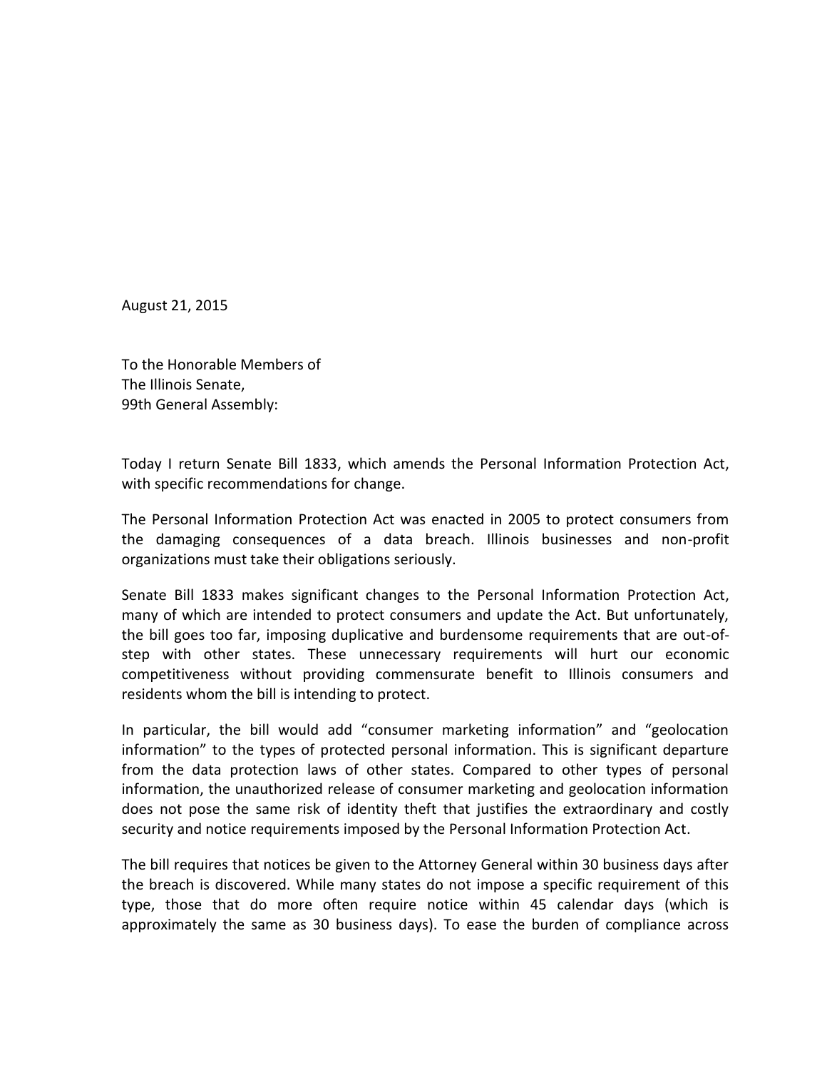August 21, 2015

To the Honorable Members of
The Illinois Senate,
99th General Assembly:

Today I return Senate Bill 1833, which amends the Personal Information Protection Act, with specific recommendations for change.

The Personal Information Protection Act was enacted in 2005 to protect consumers from the damaging consequences of a data breach. Illinois businesses and non-profit organizations must take their obligations seriously.

Senate Bill 1833 makes significant changes to the Personal Information Protection Act, many of which are intended to protect consumers and update the Act. But unfortunately, the bill goes too far, imposing duplicative and burdensome requirements that are out-of-step with other states. These unnecessary requirements will hurt our economic competitiveness without providing commensurate benefit to Illinois consumers and residents whom the bill is intending to protect.

In particular, the bill would add "consumer marketing information" and "geolocation information" to the types of protected personal information. This is significant departure from the data protection laws of other states. Compared to other types of personal information, the unauthorized release of consumer marketing and geolocation information does not pose the same risk of identity theft that justifies the extraordinary and costly security and notice requirements imposed by the Personal Information Protection Act.

The bill requires that notices be given to the Attorney General within 30 business days after the breach is discovered. While many states do not impose a specific requirement of this type, those that do more often require notice within 45 calendar days (which is approximately the same as 30 business days). To ease the burden of compliance across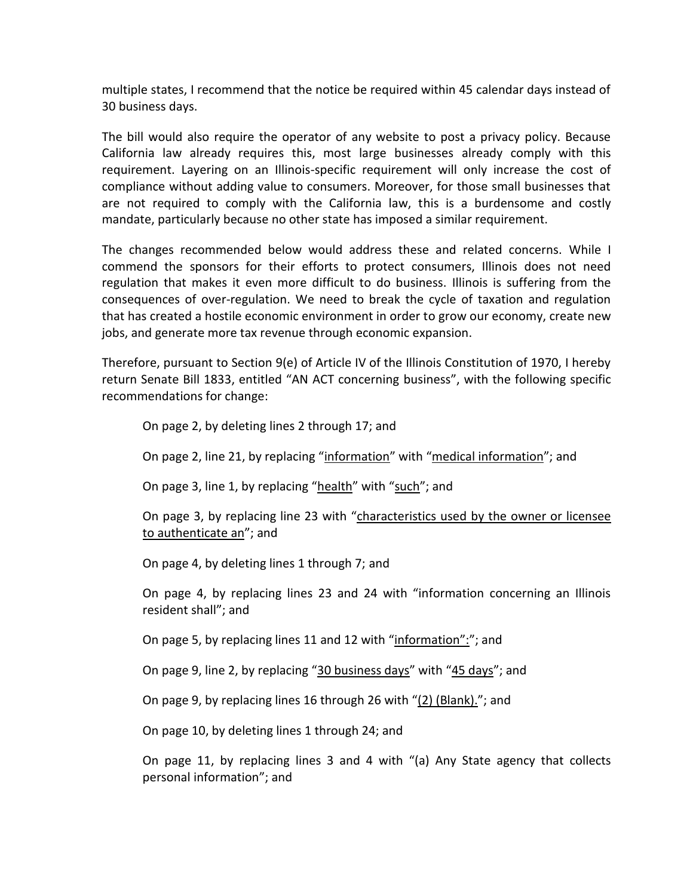multiple states, I recommend that the notice be required within 45 calendar days instead of 30 business days.

The bill would also require the operator of any website to post a privacy policy. Because California law already requires this, most large businesses already comply with this requirement. Layering on an Illinois-specific requirement will only increase the cost of compliance without adding value to consumers. Moreover, for those small businesses that are not required to comply with the California law, this is a burdensome and costly mandate, particularly because no other state has imposed a similar requirement.

The changes recommended below would address these and related concerns. While I commend the sponsors for their efforts to protect consumers, Illinois does not need regulation that makes it even more difficult to do business. Illinois is suffering from the consequences of over-regulation. We need to break the cycle of taxation and regulation that has created a hostile economic environment in order to grow our economy, create new jobs, and generate more tax revenue through economic expansion.

Therefore, pursuant to Section 9(e) of Article IV of the Illinois Constitution of 1970, I hereby return Senate Bill 1833, entitled "AN ACT concerning business", with the following specific recommendations for change:

On page 2, by deleting lines 2 through 17; and

On page 2, line 21, by replacing "<u>information</u>" with "<u>medical information</u>"; and

On page 3, line 1, by replacing "<u>health</u>" with "<u>such</u>"; and

On page 3, by replacing line 23 with "<u>characteristics used by the owner or licensee to authenticate an</u>"; and

On page 4, by deleting lines 1 through 7; and

On page 4, by replacing lines 23 and 24 with "information concerning an Illinois resident shall"; and

On page 5, by replacing lines 11 and 12 with "<u>information":</u>"; and

On page 9, line 2, by replacing "<u>30 business days</u>" with "<u>45 days</u>"; and

On page 9, by replacing lines 16 through 26 with "<u>(2) (Blank).</u>"; and

On page 10, by deleting lines 1 through 24; and

On page 11, by replacing lines 3 and 4 with "(a) Any State agency that collects personal information"; and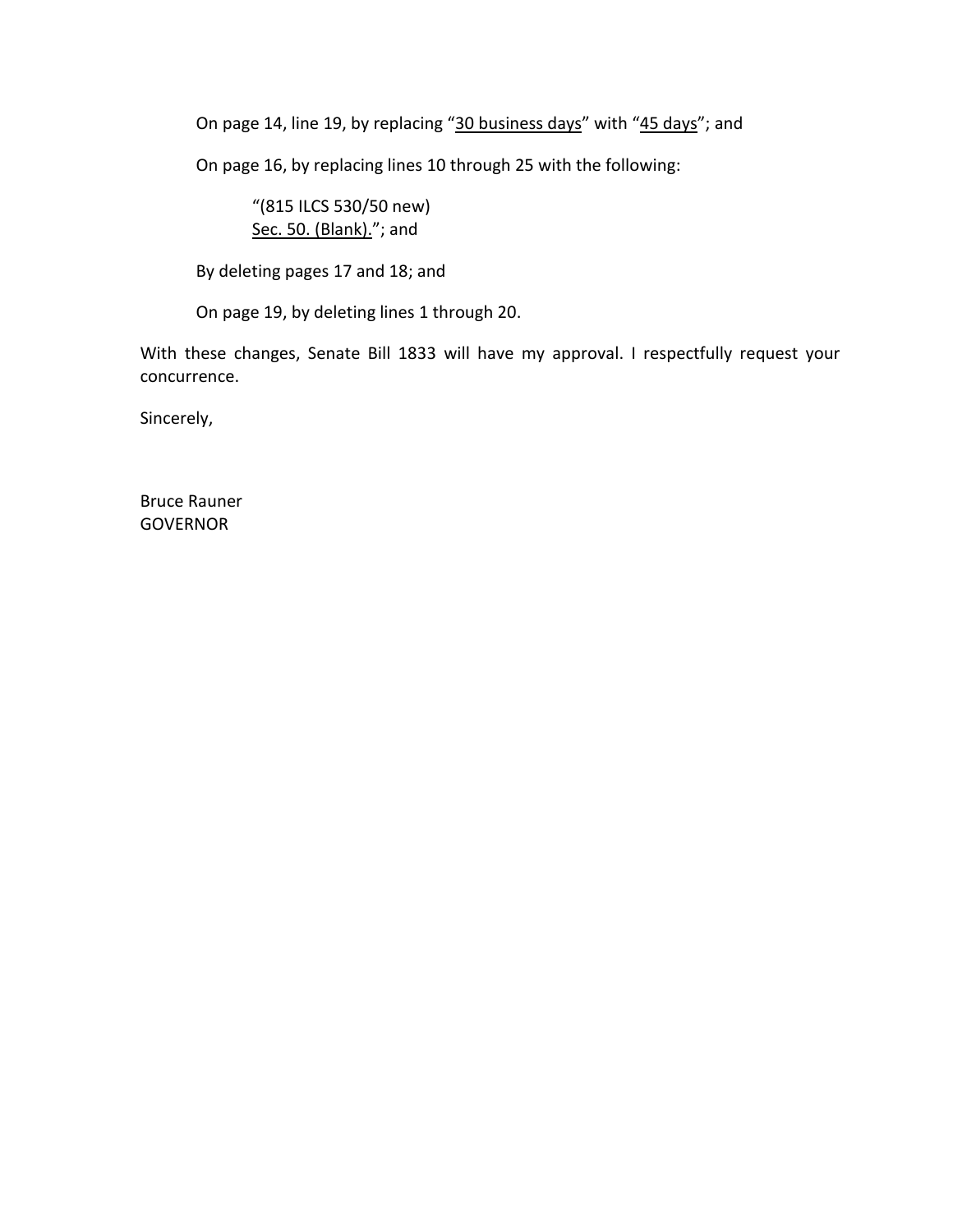On page 14, line 19, by replacing "30 business days" with "45 days"; and

On page 16, by replacing lines 10 through 25 with the following:

> "(815 ILCS 530/50 new)
> Sec. 50. (Blank)."; and

By deleting pages 17 and 18; and

On page 19, by deleting lines 1 through 20.

With these changes, Senate Bill 1833 will have my approval. I respectfully request your concurrence.

Sincerely,

Bruce Rauner
GOVERNOR